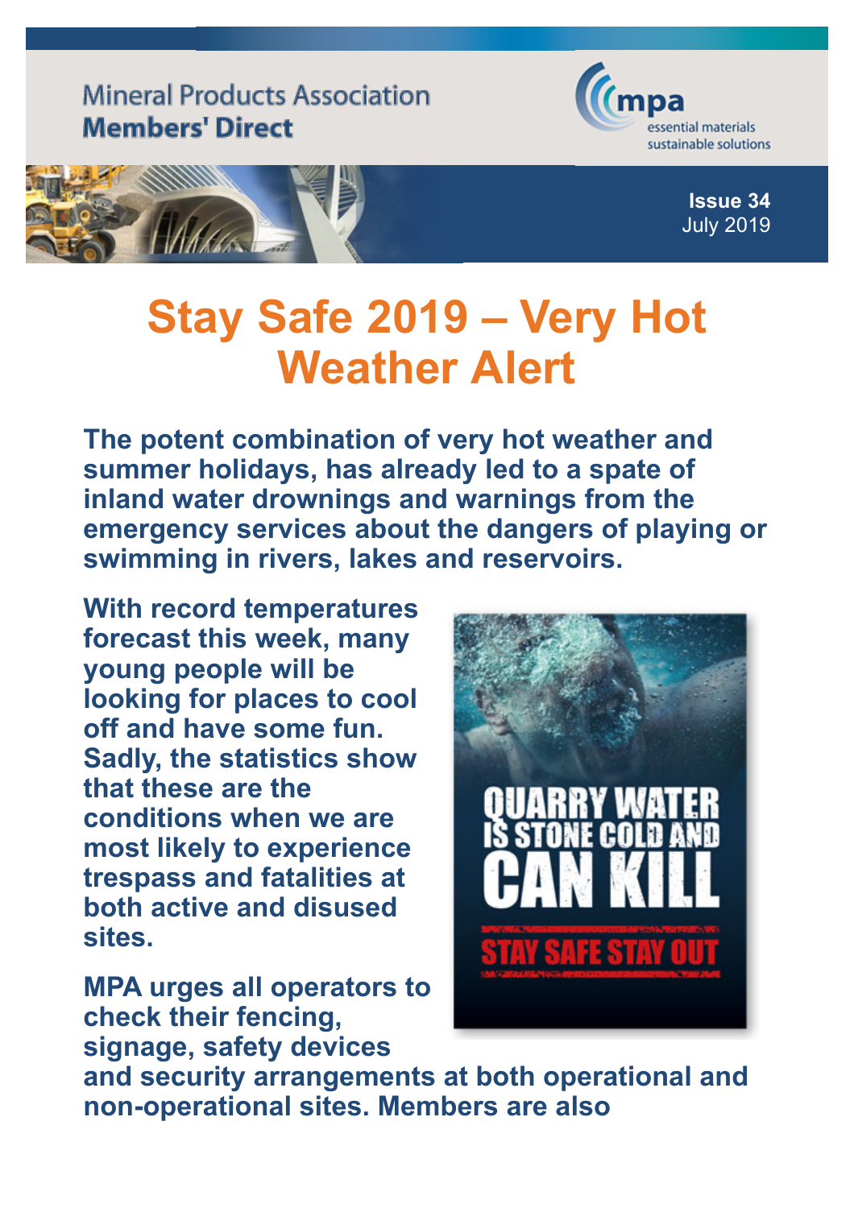Mineral Products Association
**Members' Direct**

**Issue 34**
July 2019

# Stay Safe 2019 – Very Hot Weather Alert

**The potent combination of very hot weather and summer holidays, has already led to a spate of inland water drownings and warnings from the emergency services about the dangers of playing or swimming in rivers, lakes and reservoirs.**

**With record temperatures forecast this week, many young people will be looking for places to cool off and have some fun. Sadly, the statistics show that these are the conditions when we are most likely to experience trespass and fatalities at both active and disused sites.**

**MPA urges all operators to check their fencing, signage, safety devices and security arrangements at both operational and non-operational sites. Members are also**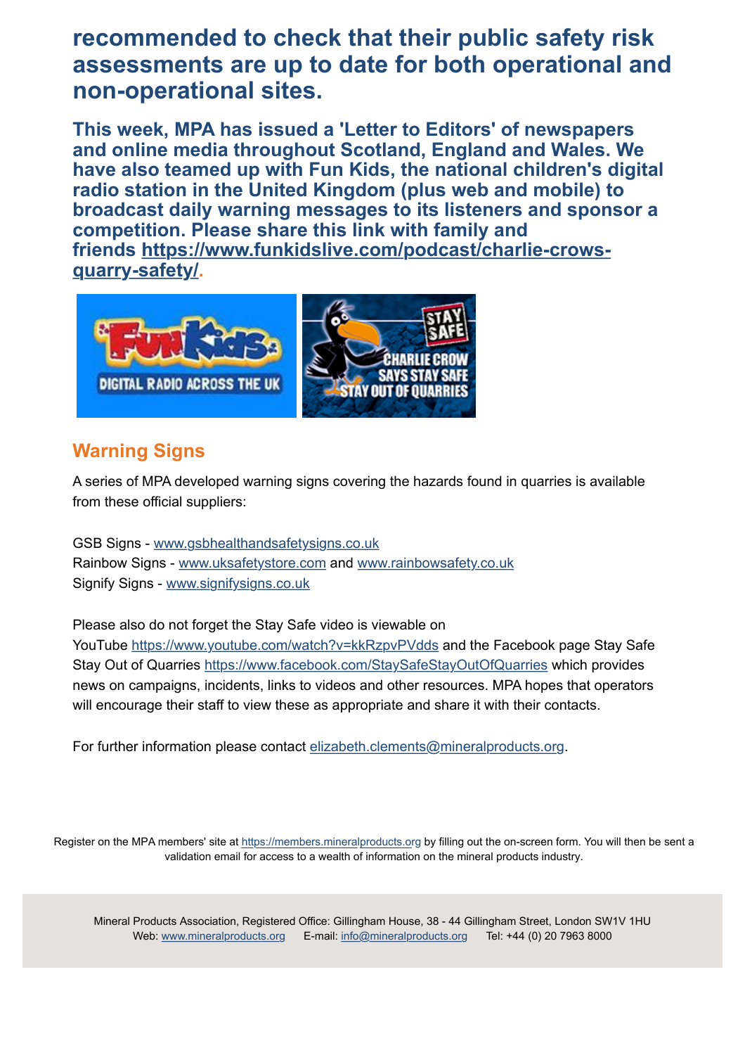**recommended to check that their public safety risk assessments are up to date for both operational and non-operational sites.**

**This week, MPA has issued a 'Letter to Editors' of newspapers and online media throughout Scotland, England and Wales. We have also teamed up with Fun Kids, the national children's digital radio station in the United Kingdom (plus web and mobile) to broadcast daily warning messages to its listeners and sponsor a competition. Please share this link with family and friends [https://www.funkidslive.com/podcast/charlie-crows-quarry-safety/](https://www.funkidslive.com/podcast/charlie-crows-quarry-safety/).**

## Warning Signs

A series of MPA developed warning signs covering the hazards found in quarries is available from these official suppliers:

GSB Signs - [www.gsbhealthandsafetysigns.co.uk](http://www.gsbhealthandsafetysigns.co.uk)
Rainbow Signs - [www.uksafetystore.com](http://www.uksafetystore.com) and [www.rainbowsafety.co.uk](http://www.rainbowsafety.co.uk)
Signify Signs - [www.signifysigns.co.uk](http://www.signifysigns.co.uk)

Please also do not forget the Stay Safe video is viewable on YouTube [https://www.youtube.com/watch?v=kkRzpvPVdds](https://www.youtube.com/watch?v=kkRzpvPVdds) and the Facebook page Stay Safe Stay Out of Quarries [https://www.facebook.com/StaySafeStayOutOfQuarries](https://www.facebook.com/StaySafeStayOutOfQuarries) which provides news on campaigns, incidents, links to videos and other resources. MPA hopes that operators will encourage their staff to view these as appropriate and share it with their contacts.

For further information please contact [elizabeth.clements@mineralproducts.org](mailto:elizabeth.clements@mineralproducts.org).

Register on the MPA members' site at [https://members.mineralproducts.org](https://members.mineralproducts.org) by filling out the on-screen form. You will then be sent a validation email for access to a wealth of information on the mineral products industry.

Mineral Products Association, Registered Office: Gillingham House, 38 - 44 Gillingham Street, London SW1V 1HU
Web: [www.mineralproducts.org](http://www.mineralproducts.org) E-mail: [info@mineralproducts.org](mailto:info@mineralproducts.org) Tel: +44 (0) 20 7963 8000